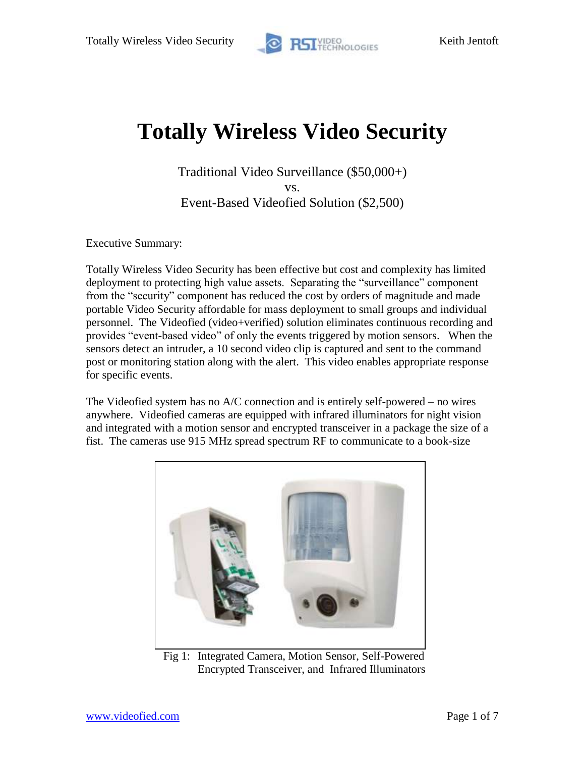# Totally Wireless Video Security

Traditional Video Surveillance ($50,000+)
vs.
Event-Based Videofied Solution ($2,500)

Executive Summary:

Totally Wireless Video Security has been effective but cost and complexity has limited deployment to protecting high value assets. Separating the "surveillance" component from the "security" component has reduced the cost by orders of magnitude and made portable Video Security affordable for mass deployment to small groups and individual personnel. The Videofied (video+verified) solution eliminates continuous recording and provides "event-based video" of only the events triggered by motion sensors. When the sensors detect an intruder, a 10 second video clip is captured and sent to the command post or monitoring station along with the alert. This video enables appropriate response for specific events.

The Videofied system has no A/C connection and is entirely self-powered – no wires anywhere. Videofied cameras are equipped with infrared illuminators for night vision and integrated with a motion sensor and encrypted transceiver in a package the size of a fist. The cameras use 915 MHz spread spectrum RF to communicate to a book-size

Fig 1: Integrated Camera, Motion Sensor, Self-Powered Encrypted Transceiver, and Infrared Illuminators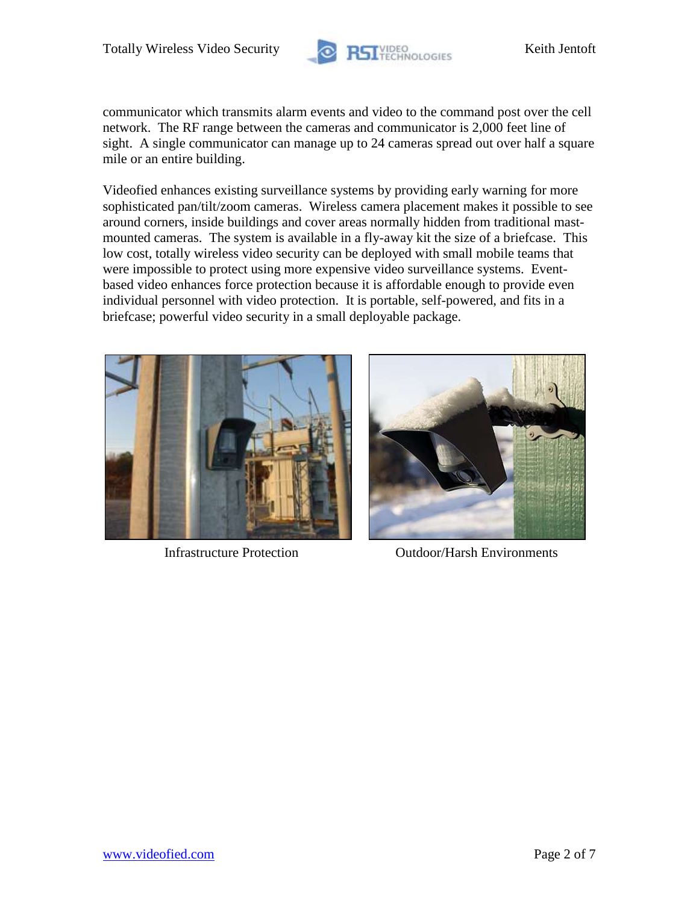communicator which transmits alarm events and video to the command post over the cell network. The RF range between the cameras and communicator is 2,000 feet line of sight. A single communicator can manage up to 24 cameras spread out over half a square mile or an entire building.

Videofied enhances existing surveillance systems by providing early warning for more sophisticated pan/tilt/zoom cameras. Wireless camera placement makes it possible to see around corners, inside buildings and cover areas normally hidden from traditional mast-mounted cameras. The system is available in a fly-away kit the size of a briefcase. This low cost, totally wireless video security can be deployed with small mobile teams that were impossible to protect using more expensive video surveillance systems. Event-based video enhances force protection because it is affordable enough to provide even individual personnel with video protection. It is portable, self-powered, and fits in a briefcase; powerful video security in a small deployable package.

Infrastructure Protection

Outdoor/Harsh Environments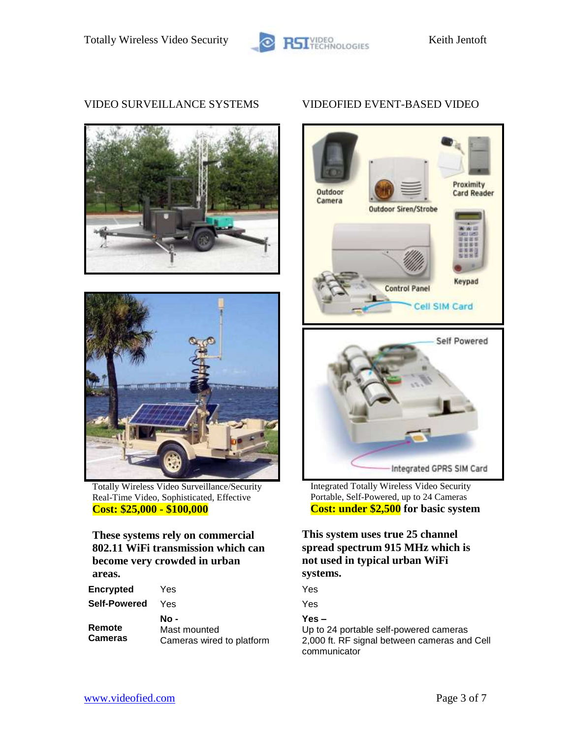## VIDEO SURVEILLANCE SYSTEMS

Totally Wireless Video Surveillance/Security
Real-Time Video, Sophisticated, Effective
**Cost: $25,000 - $100,000**

**These systems rely on commercial 802.11 WiFi transmission which can become very crowded in urban areas.**

## VIDEOFIED EVENT-BASED VIDEO

Integrated Totally Wireless Video Security
Portable, Self-Powered, up to 24 Cameras
**Cost: under $2,500 for basic system**

**This system uses true 25 channel spread spectrum 915 MHz which is not used in typical urban WiFi systems.**

| | Video Surveillance Systems | Videofied Event-Based Video |
|---|---|---|
| **Encrypted** | Yes | Yes |
| **Self-Powered** | Yes | Yes |
| **Remote Cameras** | **No -** Mast mounted Cameras wired to platform | **Yes –** Up to 24 portable self-powered cameras 2,000 ft. RF signal between cameras and Cell communicator |

[www.videofied.com](http://www.videofied.com)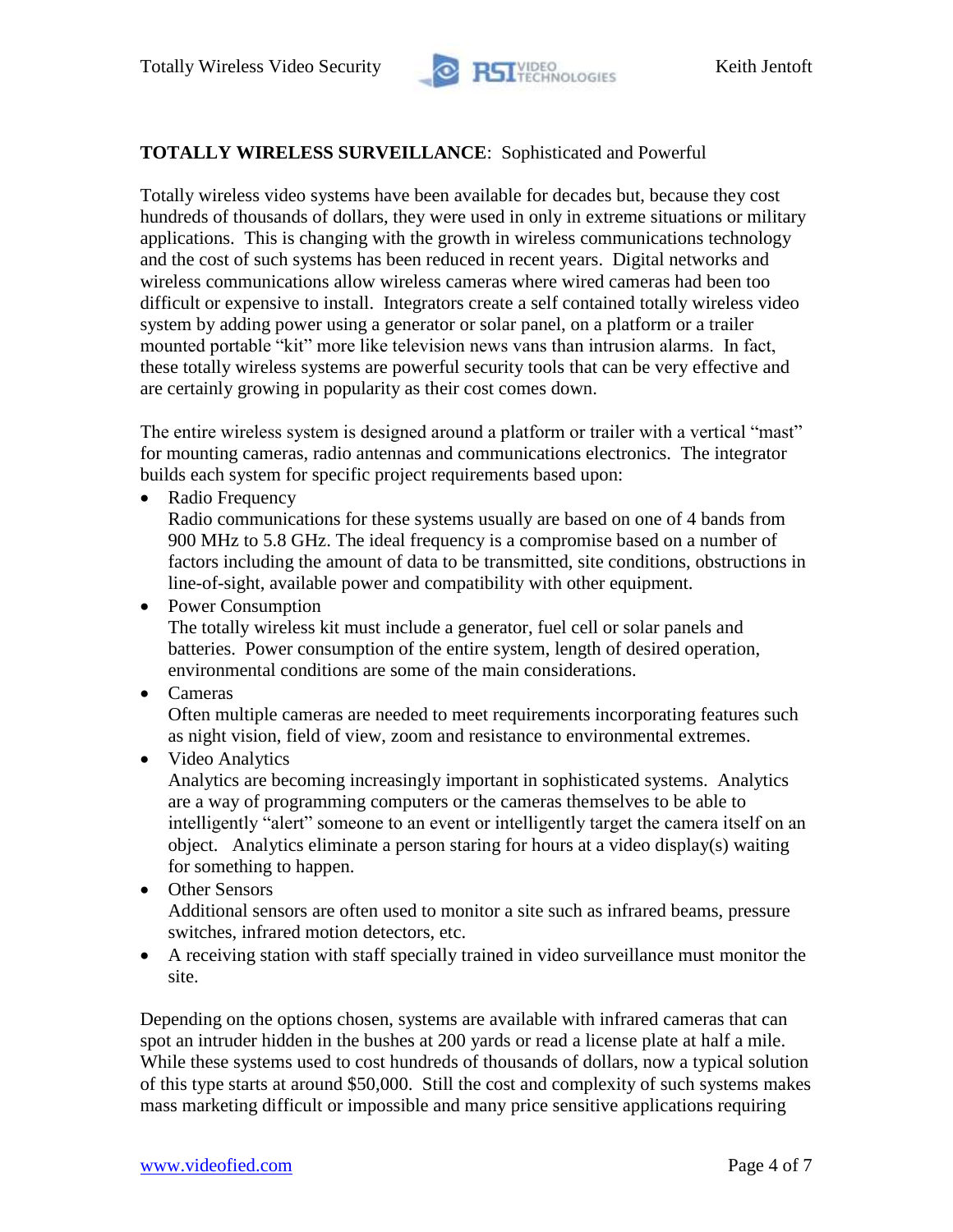**TOTALLY WIRELESS SURVEILLANCE**: Sophisticated and Powerful

Totally wireless video systems have been available for decades but, because they cost hundreds of thousands of dollars, they were used in only in extreme situations or military applications. This is changing with the growth in wireless communications technology and the cost of such systems has been reduced in recent years. Digital networks and wireless communications allow wireless cameras where wired cameras had been too difficult or expensive to install. Integrators create a self contained totally wireless video system by adding power using a generator or solar panel, on a platform or a trailer mounted portable "kit" more like television news vans than intrusion alarms. In fact, these totally wireless systems are powerful security tools that can be very effective and are certainly growing in popularity as their cost comes down.

The entire wireless system is designed around a platform or trailer with a vertical "mast" for mounting cameras, radio antennas and communications electronics. The integrator builds each system for specific project requirements based upon:

- Radio Frequency
  Radio communications for these systems usually are based on one of 4 bands from 900 MHz to 5.8 GHz. The ideal frequency is a compromise based on a number of factors including the amount of data to be transmitted, site conditions, obstructions in line-of-sight, available power and compatibility with other equipment.
- Power Consumption
  The totally wireless kit must include a generator, fuel cell or solar panels and batteries. Power consumption of the entire system, length of desired operation, environmental conditions are some of the main considerations.
- Cameras
  Often multiple cameras are needed to meet requirements incorporating features such as night vision, field of view, zoom and resistance to environmental extremes.
- Video Analytics
  Analytics are becoming increasingly important in sophisticated systems. Analytics are a way of programming computers or the cameras themselves to be able to intelligently "alert" someone to an event or intelligently target the camera itself on an object. Analytics eliminate a person staring for hours at a video display(s) waiting for something to happen.
- Other Sensors
  Additional sensors are often used to monitor a site such as infrared beams, pressure switches, infrared motion detectors, etc.
- A receiving station with staff specially trained in video surveillance must monitor the site.

Depending on the options chosen, systems are available with infrared cameras that can spot an intruder hidden in the bushes at 200 yards or read a license plate at half a mile. While these systems used to cost hundreds of thousands of dollars, now a typical solution of this type starts at around $50,000. Still the cost and complexity of such systems makes mass marketing difficult or impossible and many price sensitive applications requiring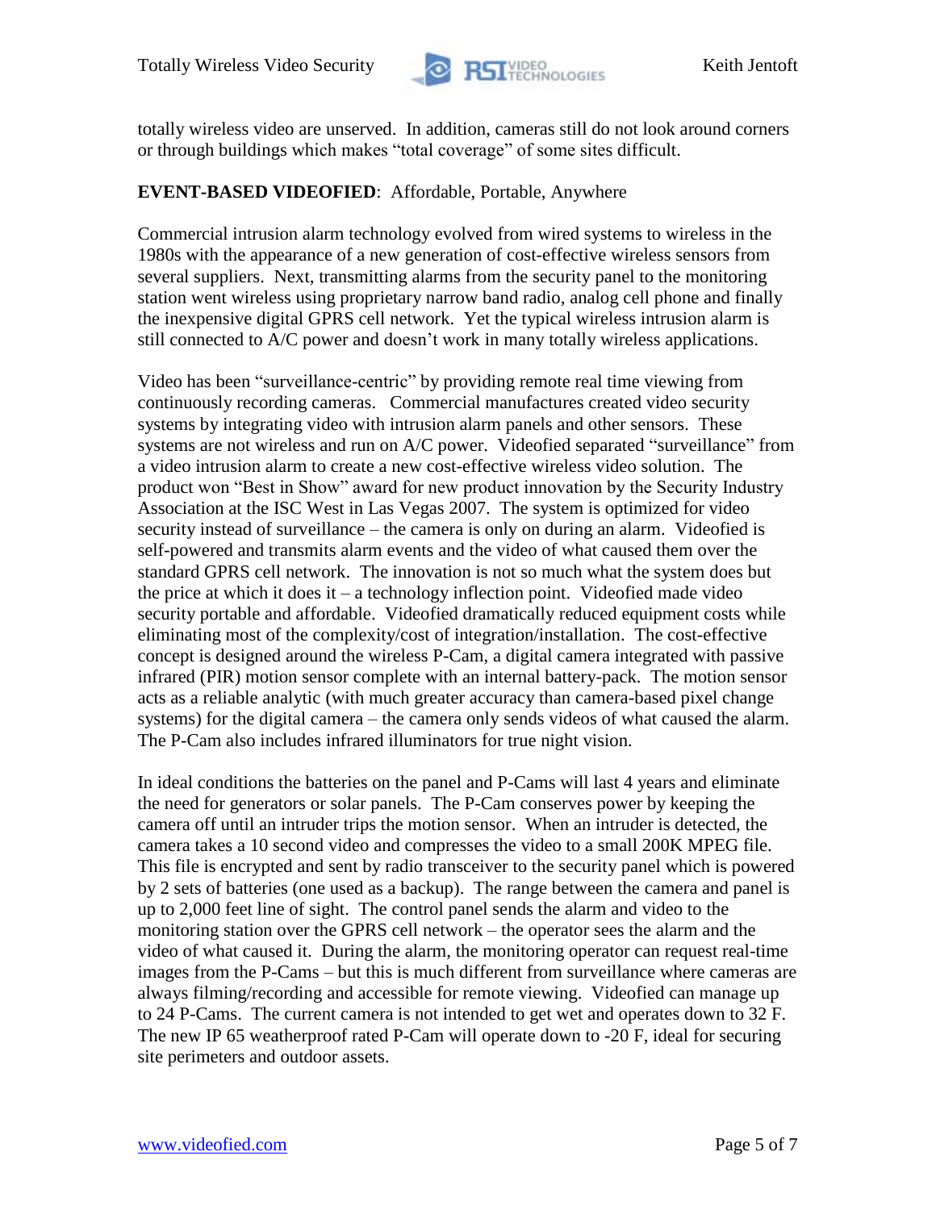totally wireless video are unserved. In addition, cameras still do not look around corners or through buildings which makes "total coverage" of some sites difficult.

**EVENT-BASED VIDEOFIED**: Affordable, Portable, Anywhere

Commercial intrusion alarm technology evolved from wired systems to wireless in the 1980s with the appearance of a new generation of cost-effective wireless sensors from several suppliers. Next, transmitting alarms from the security panel to the monitoring station went wireless using proprietary narrow band radio, analog cell phone and finally the inexpensive digital GPRS cell network. Yet the typical wireless intrusion alarm is still connected to A/C power and doesn't work in many totally wireless applications.

Video has been "surveillance-centric" by providing remote real time viewing from continuously recording cameras. Commercial manufactures created video security systems by integrating video with intrusion alarm panels and other sensors. These systems are not wireless and run on A/C power. Videofied separated "surveillance" from a video intrusion alarm to create a new cost-effective wireless video solution. The product won "Best in Show" award for new product innovation by the Security Industry Association at the ISC West in Las Vegas 2007. The system is optimized for video security instead of surveillance – the camera is only on during an alarm. Videofied is self-powered and transmits alarm events and the video of what caused them over the standard GPRS cell network. The innovation is not so much what the system does but the price at which it does it – a technology inflection point. Videofied made video security portable and affordable. Videofied dramatically reduced equipment costs while eliminating most of the complexity/cost of integration/installation. The cost-effective concept is designed around the wireless P-Cam, a digital camera integrated with passive infrared (PIR) motion sensor complete with an internal battery-pack. The motion sensor acts as a reliable analytic (with much greater accuracy than camera-based pixel change systems) for the digital camera – the camera only sends videos of what caused the alarm. The P-Cam also includes infrared illuminators for true night vision.

In ideal conditions the batteries on the panel and P-Cams will last 4 years and eliminate the need for generators or solar panels. The P-Cam conserves power by keeping the camera off until an intruder trips the motion sensor. When an intruder is detected, the camera takes a 10 second video and compresses the video to a small 200K MPEG file. This file is encrypted and sent by radio transceiver to the security panel which is powered by 2 sets of batteries (one used as a backup). The range between the camera and panel is up to 2,000 feet line of sight. The control panel sends the alarm and video to the monitoring station over the GPRS cell network – the operator sees the alarm and the video of what caused it. During the alarm, the monitoring operator can request real-time images from the P-Cams – but this is much different from surveillance where cameras are always filming/recording and accessible for remote viewing. Videofied can manage up to 24 P-Cams. The current camera is not intended to get wet and operates down to 32 F. The new IP 65 weatherproof rated P-Cam will operate down to -20 F, ideal for securing site perimeters and outdoor assets.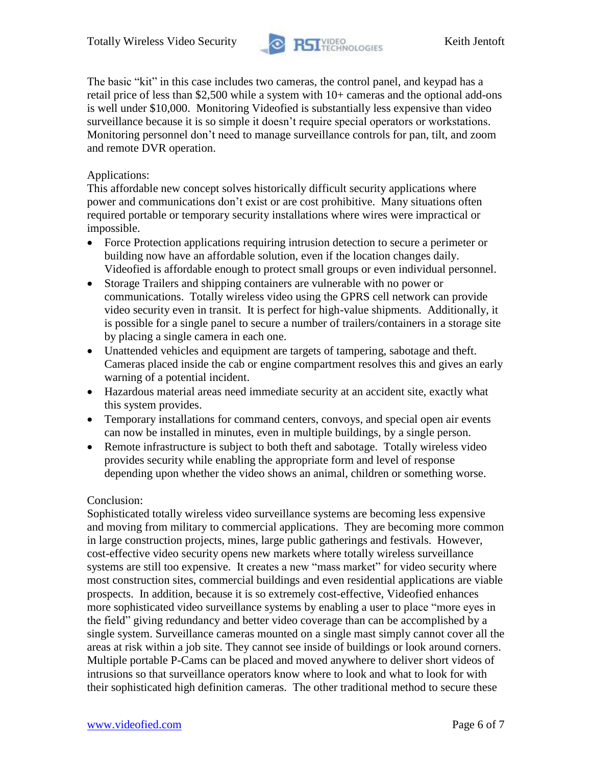The basic "kit" in this case includes two cameras, the control panel, and keypad has a retail price of less than $2,500 while a system with 10+ cameras and the optional add-ons is well under $10,000. Monitoring Videofied is substantially less expensive than video surveillance because it is so simple it doesn't require special operators or workstations. Monitoring personnel don't need to manage surveillance controls for pan, tilt, and zoom and remote DVR operation.

Applications:

This affordable new concept solves historically difficult security applications where power and communications don't exist or are cost prohibitive. Many situations often required portable or temporary security installations where wires were impractical or impossible.

- Force Protection applications requiring intrusion detection to secure a perimeter or building now have an affordable solution, even if the location changes daily. Videofied is affordable enough to protect small groups or even individual personnel.
- Storage Trailers and shipping containers are vulnerable with no power or communications. Totally wireless video using the GPRS cell network can provide video security even in transit. It is perfect for high-value shipments. Additionally, it is possible for a single panel to secure a number of trailers/containers in a storage site by placing a single camera in each one.
- Unattended vehicles and equipment are targets of tampering, sabotage and theft. Cameras placed inside the cab or engine compartment resolves this and gives an early warning of a potential incident.
- Hazardous material areas need immediate security at an accident site, exactly what this system provides.
- Temporary installations for command centers, convoys, and special open air events can now be installed in minutes, even in multiple buildings, by a single person.
- Remote infrastructure is subject to both theft and sabotage. Totally wireless video provides security while enabling the appropriate form and level of response depending upon whether the video shows an animal, children or something worse.

Conclusion:

Sophisticated totally wireless video surveillance systems are becoming less expensive and moving from military to commercial applications. They are becoming more common in large construction projects, mines, large public gatherings and festivals. However, cost-effective video security opens new markets where totally wireless surveillance systems are still too expensive. It creates a new "mass market" for video security where most construction sites, commercial buildings and even residential applications are viable prospects. In addition, because it is so extremely cost-effective, Videofied enhances more sophisticated video surveillance systems by enabling a user to place "more eyes in the field" giving redundancy and better video coverage than can be accomplished by a single system. Surveillance cameras mounted on a single mast simply cannot cover all the areas at risk within a job site. They cannot see inside of buildings or look around corners. Multiple portable P-Cams can be placed and moved anywhere to deliver short videos of intrusions so that surveillance operators know where to look and what to look for with their sophisticated high definition cameras. The other traditional method to secure these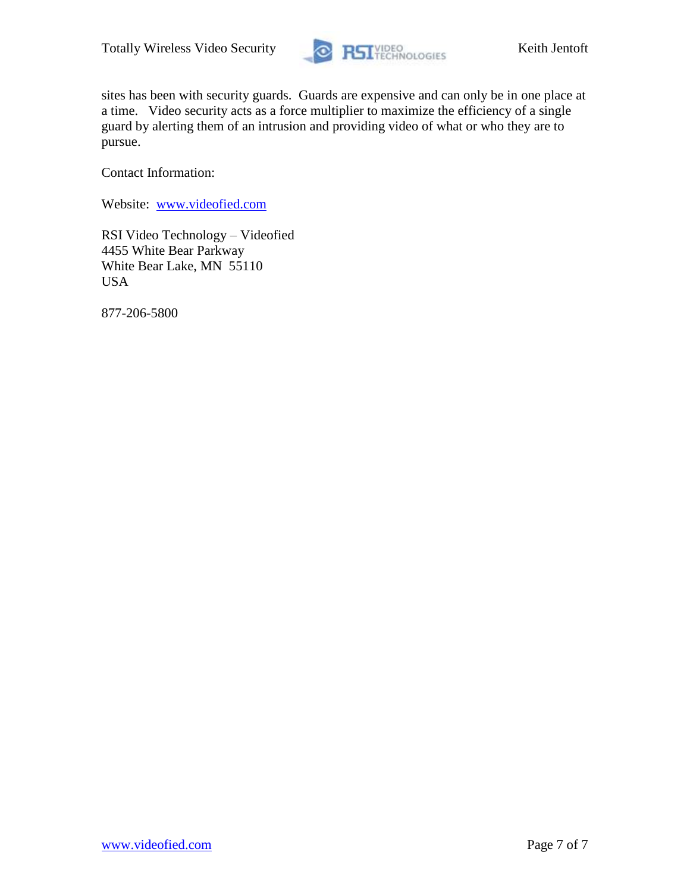sites has been with security guards. Guards are expensive and can only be in one place at a time. Video security acts as a force multiplier to maximize the efficiency of a single guard by alerting them of an intrusion and providing video of what or who they are to pursue.

Contact Information:

Website: [www.videofied.com](http://www.videofied.com)

RSI Video Technology – Videofied
4455 White Bear Parkway
White Bear Lake, MN 55110
USA

877-206-5800